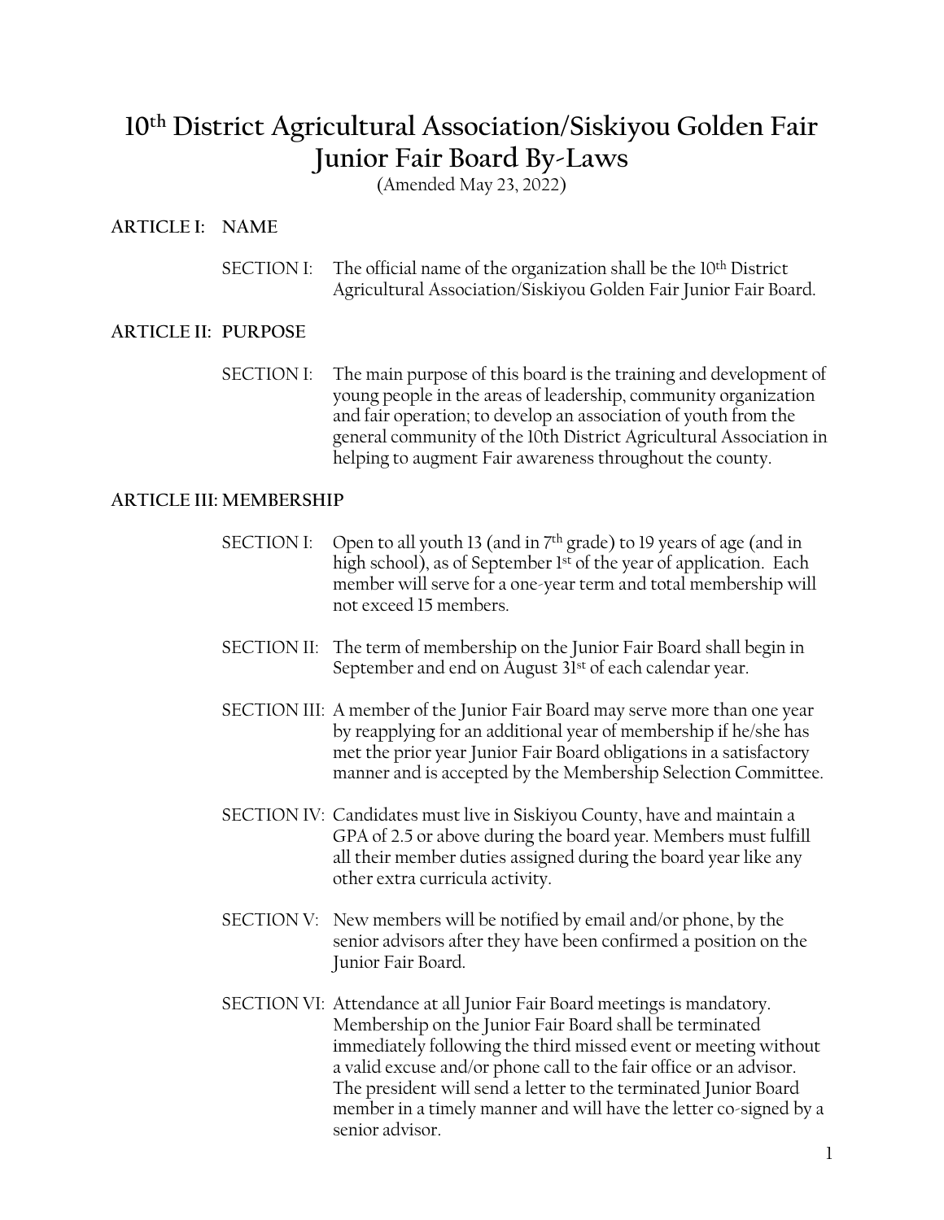# 10th District Agricultural Association/Siskiyou Golden Fair Junior Fair Board By-Laws

(Amended May 23, 2022)

## ARTICLE I: NAME

SECTION I: The official name of the organization shall be the 10th District Agricultural Association/Siskiyou Golden Fair Junior Fair Board.

## ARTICLE II: PURPOSE

SECTION I: The main purpose of this board is the training and development of young people in the areas of leadership, community organization and fair operation; to develop an association of youth from the general community of the 10th District Agricultural Association in helping to augment Fair awareness throughout the county.

## ARTICLE III: MEMBERSHIP

SECTION I: Open to all youth 13 (and in 7th grade) to 19 years of age (and in high school), as of September 1st of the year of application. Each member will serve for a one-year term and total membership will not exceed 15 members.

SECTION II: The term of membership on the Junior Fair Board shall begin in September and end on August 31st of each calendar year.

SECTION III: A member of the Junior Fair Board may serve more than one year by reapplying for an additional year of membership if he/she has met the prior year Junior Fair Board obligations in a satisfactory manner and is accepted by the Membership Selection Committee.

SECTION IV: Candidates must live in Siskiyou County, have and maintain a GPA of 2.5 or above during the board year. Members must fulfill all their member duties assigned during the board year like any other extra curricula activity.

SECTION V: New members will be notified by email and/or phone, by the senior advisors after they have been confirmed a position on the Junior Fair Board.

SECTION VI: Attendance at all Junior Fair Board meetings is mandatory. Membership on the Junior Fair Board shall be terminated immediately following the third missed event or meeting without a valid excuse and/or phone call to the fair office or an advisor. The president will send a letter to the terminated Junior Board member in a timely manner and will have the letter co-signed by a senior advisor.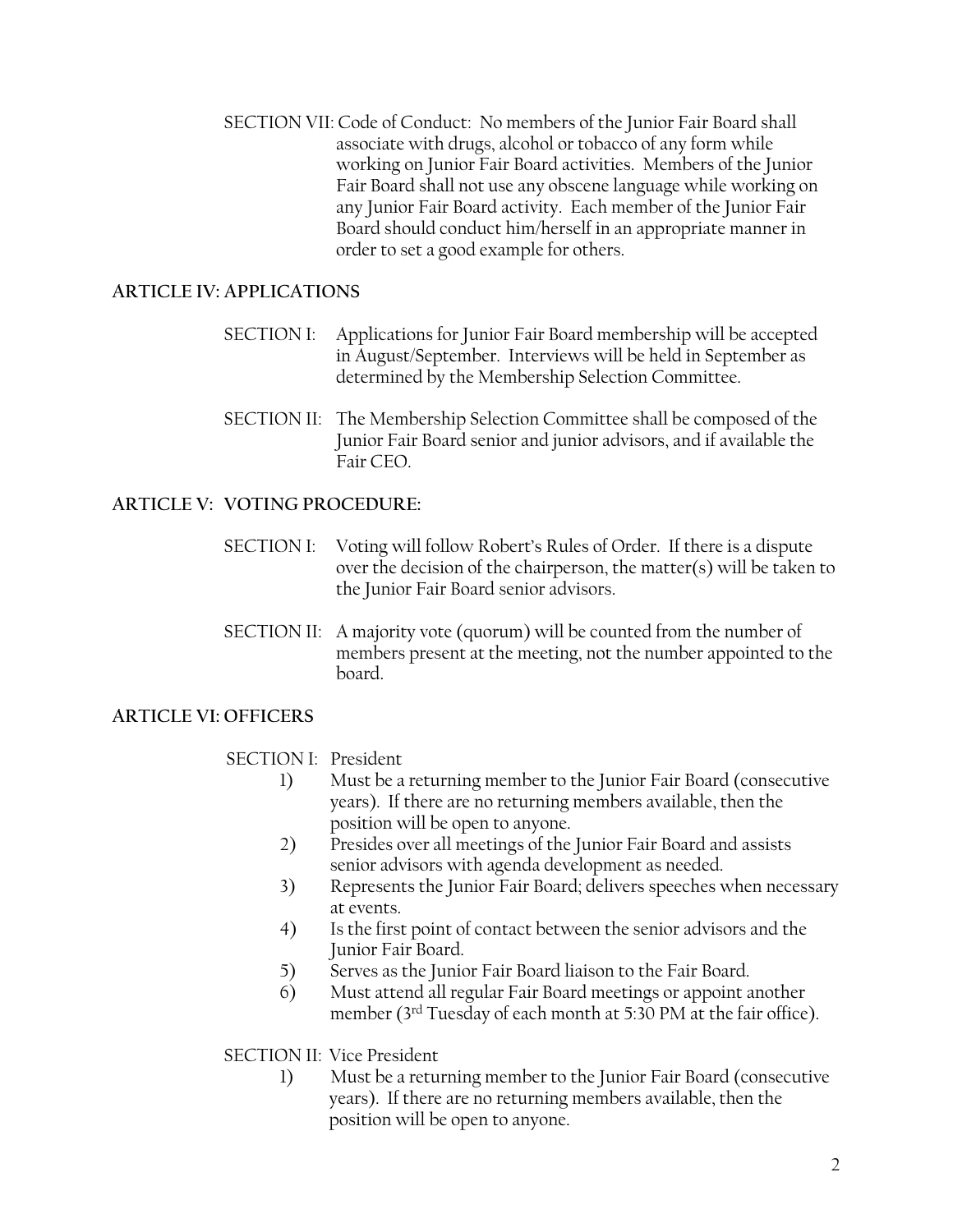SECTION VII: Code of Conduct: No members of the Junior Fair Board shall associate with drugs, alcohol or tobacco of any form while working on Junior Fair Board activities. Members of the Junior Fair Board shall not use any obscene language while working on any Junior Fair Board activity. Each member of the Junior Fair Board should conduct him/herself in an appropriate manner in order to set a good example for others.

## ARTICLE IV: APPLICATIONS

SECTION I: Applications for Junior Fair Board membership will be accepted in August/September. Interviews will be held in September as determined by the Membership Selection Committee.

SECTION II: The Membership Selection Committee shall be composed of the Junior Fair Board senior and junior advisors, and if available the Fair CEO.

## ARTICLE V: VOTING PROCEDURE:

SECTION I: Voting will follow Robert's Rules of Order. If there is a dispute over the decision of the chairperson, the matter(s) will be taken to the Junior Fair Board senior advisors.

SECTION II: A majority vote (quorum) will be counted from the number of members present at the meeting, not the number appointed to the board.

## ARTICLE VI: OFFICERS

SECTION I: President

1) Must be a returning member to the Junior Fair Board (consecutive years). If there are no returning members available, then the position will be open to anyone.
2) Presides over all meetings of the Junior Fair Board and assists senior advisors with agenda development as needed.
3) Represents the Junior Fair Board; delivers speeches when necessary at events.
4) Is the first point of contact between the senior advisors and the Junior Fair Board.
5) Serves as the Junior Fair Board liaison to the Fair Board.
6) Must attend all regular Fair Board meetings or appoint another member (3rd Tuesday of each month at 5:30 PM at the fair office).

SECTION II: Vice President

1) Must be a returning member to the Junior Fair Board (consecutive years). If there are no returning members available, then the position will be open to anyone.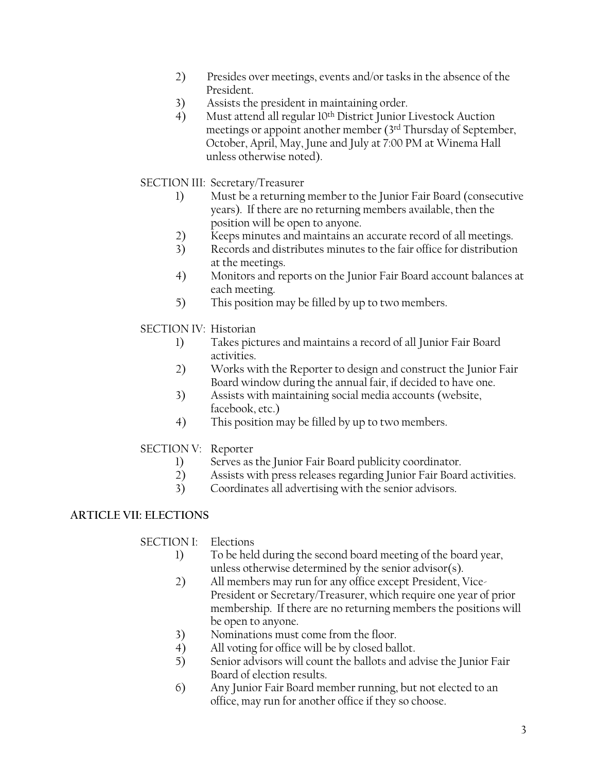2) Presides over meetings, events and/or tasks in the absence of the President.
3) Assists the president in maintaining order.
4) Must attend all regular 10th District Junior Livestock Auction meetings or appoint another member (3rd Thursday of September, October, April, May, June and July at 7:00 PM at Winema Hall unless otherwise noted).

SECTION III: Secretary/Treasurer

1) Must be a returning member to the Junior Fair Board (consecutive years). If there are no returning members available, then the position will be open to anyone.
2) Keeps minutes and maintains an accurate record of all meetings.
3) Records and distributes minutes to the fair office for distribution at the meetings.
4) Monitors and reports on the Junior Fair Board account balances at each meeting.
5) This position may be filled by up to two members.

SECTION IV: Historian

1) Takes pictures and maintains a record of all Junior Fair Board activities.
2) Works with the Reporter to design and construct the Junior Fair Board window during the annual fair, if decided to have one.
3) Assists with maintaining social media accounts (website, facebook, etc.)
4) This position may be filled by up to two members.

SECTION V: Reporter

1) Serves as the Junior Fair Board publicity coordinator.
2) Assists with press releases regarding Junior Fair Board activities.
3) Coordinates all advertising with the senior advisors.

**ARTICLE VII: ELECTIONS**

SECTION I: Elections

1) To be held during the second board meeting of the board year, unless otherwise determined by the senior advisor(s).
2) All members may run for any office except President, Vice-President or Secretary/Treasurer, which require one year of prior membership. If there are no returning members the positions will be open to anyone.
3) Nominations must come from the floor.
4) All voting for office will be by closed ballot.
5) Senior advisors will count the ballots and advise the Junior Fair Board of election results.
6) Any Junior Fair Board member running, but not elected to an office, may run for another office if they so choose.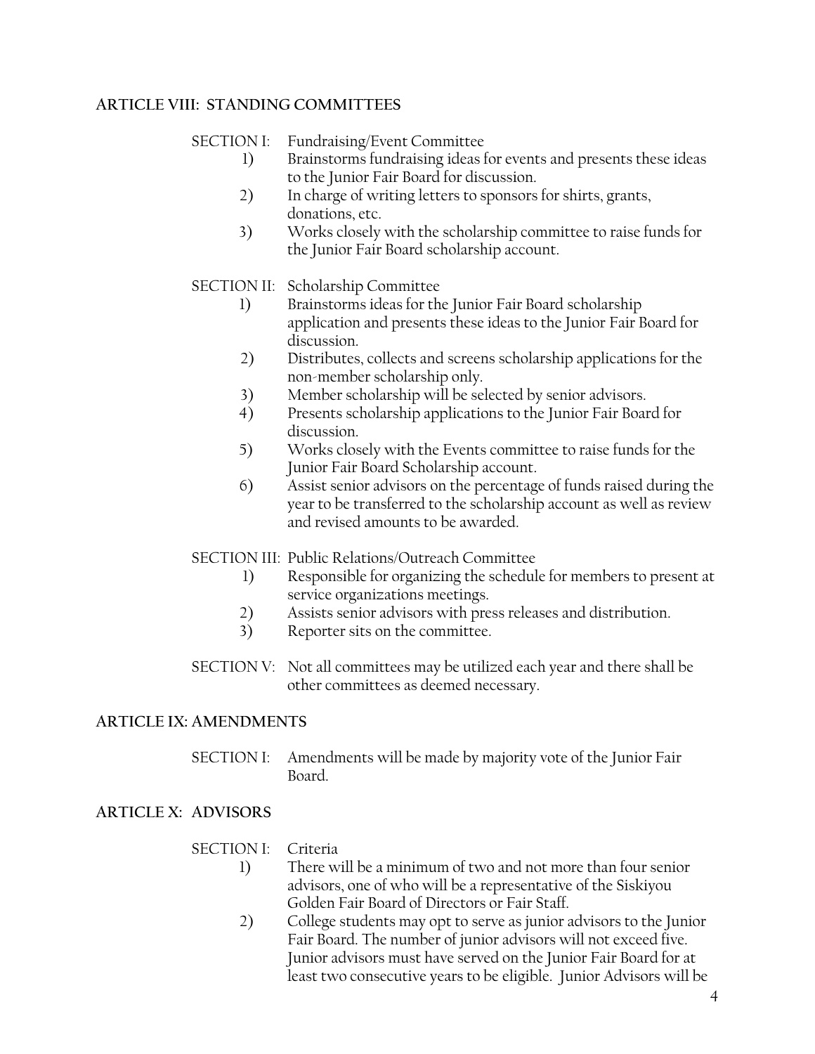## ARTICLE VIII: STANDING COMMITTEES

SECTION I: Fundraising/Event Committee

1) Brainstorms fundraising ideas for events and presents these ideas to the Junior Fair Board for discussion.
2) In charge of writing letters to sponsors for shirts, grants, donations, etc.
3) Works closely with the scholarship committee to raise funds for the Junior Fair Board scholarship account.

SECTION II: Scholarship Committee

1) Brainstorms ideas for the Junior Fair Board scholarship application and presents these ideas to the Junior Fair Board for discussion.
2) Distributes, collects and screens scholarship applications for the non-member scholarship only.
3) Member scholarship will be selected by senior advisors.
4) Presents scholarship applications to the Junior Fair Board for discussion.
5) Works closely with the Events committee to raise funds for the Junior Fair Board Scholarship account.
6) Assist senior advisors on the percentage of funds raised during the year to be transferred to the scholarship account as well as review and revised amounts to be awarded.

SECTION III: Public Relations/Outreach Committee

1) Responsible for organizing the schedule for members to present at service organizations meetings.
2) Assists senior advisors with press releases and distribution.
3) Reporter sits on the committee.

SECTION V: Not all committees may be utilized each year and there shall be other committees as deemed necessary.

## ARTICLE IX: AMENDMENTS

SECTION I: Amendments will be made by majority vote of the Junior Fair Board.

## ARTICLE X: ADVISORS

SECTION I: Criteria

1) There will be a minimum of two and not more than four senior advisors, one of who will be a representative of the Siskiyou Golden Fair Board of Directors or Fair Staff.
2) College students may opt to serve as junior advisors to the Junior Fair Board. The number of junior advisors will not exceed five. Junior advisors must have served on the Junior Fair Board for at least two consecutive years to be eligible. Junior Advisors will be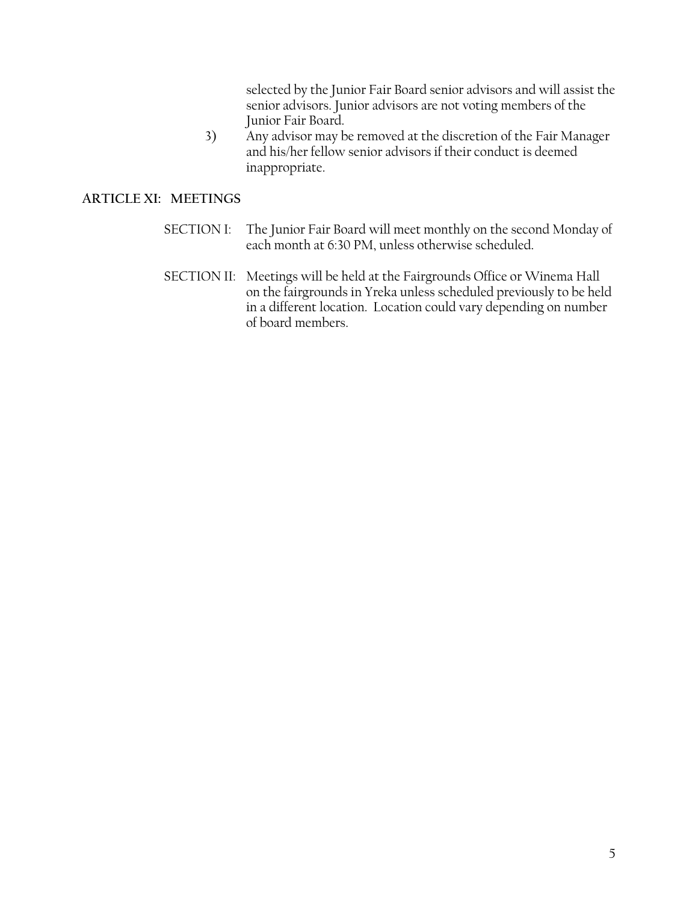selected by the Junior Fair Board senior advisors and will assist the senior advisors. Junior advisors are not voting members of the Junior Fair Board.

3) Any advisor may be removed at the discretion of the Fair Manager and his/her fellow senior advisors if their conduct is deemed inappropriate.

**ARTICLE XI: MEETINGS**

SECTION I: The Junior Fair Board will meet monthly on the second Monday of each month at 6:30 PM, unless otherwise scheduled.

SECTION II: Meetings will be held at the Fairgrounds Office or Winema Hall on the fairgrounds in Yreka unless scheduled previously to be held in a different location. Location could vary depending on number of board members.